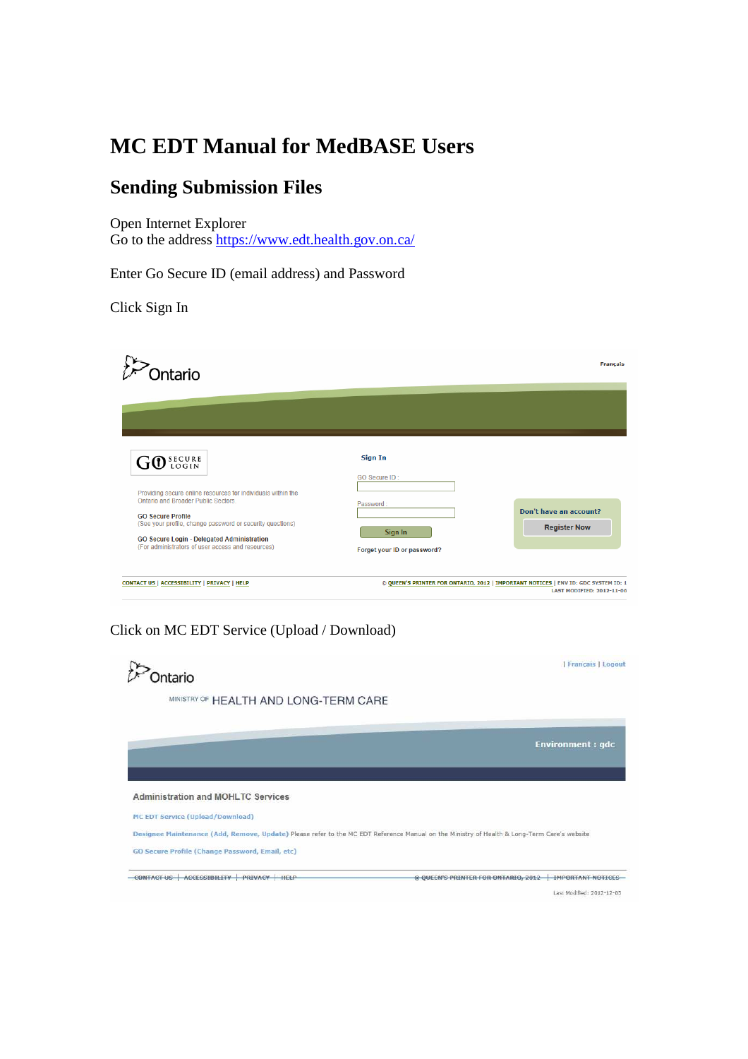# MC EDT Manual for MedBASE Users

## Sending Submission Files

Open Internet Explorer
Go to the address https://www.edt.health.gov.on.ca/

Enter Go Secure ID (email address) and Password

Click Sign In

Click on MC EDT Service (Upload / Download)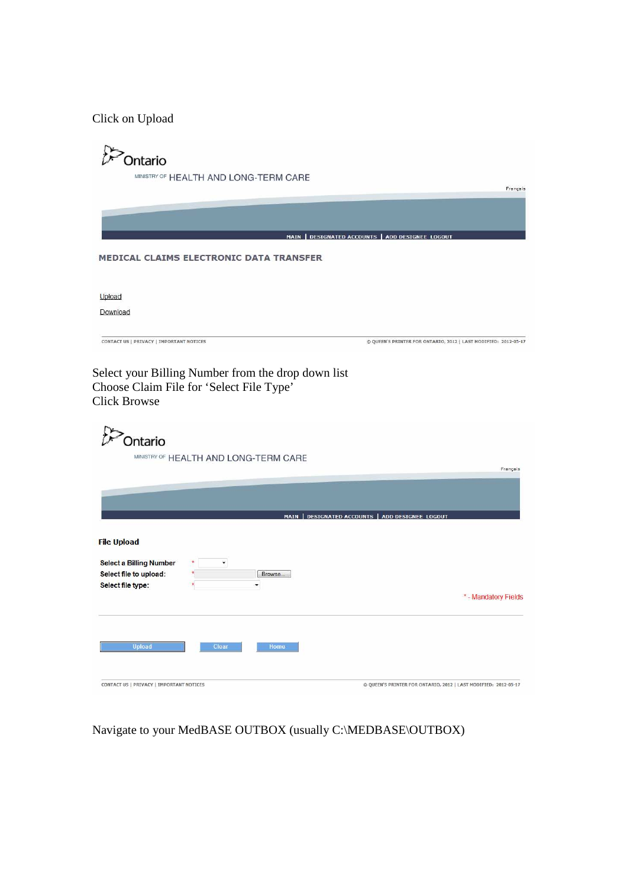Click on Upload

Ontario

MINISTRY OF HEALTH AND LONG-TERM CARE

Français

MAIN | DESIGNATED ACCOUNTS | ADD DESIGNEE LOGOUT

MEDICAL CLAIMS ELECTRONIC DATA TRANSFER

Upload

Download

CONTACT US | PRIVACY | IMPORTANT NOTICES

© QUEEN'S PRINTER FOR ONTARIO, 2012 | LAST MODIFIED: 2012-05-17

Select your Billing Number from the drop down list
Choose Claim File for 'Select File Type'
Click Browse

Ontario

MINISTRY OF HEALTH AND LONG-TERM CARE

Français

MAIN | DESIGNATED ACCOUNTS | ADD DESIGNEE LOGOUT

**File Upload**

Select a Billing Number *

Select file to upload: * Browse...

Select file type: *

* - Mandatory Fields

Upload Clear Home

CONTACT US | PRIVACY | IMPORTANT NOTICES

© QUEEN'S PRINTER FOR ONTARIO, 2012 | LAST MODIFIED: 2012-05-17

Navigate to your MedBASE OUTBOX (usually C:\MEDBASE\OUTBOX)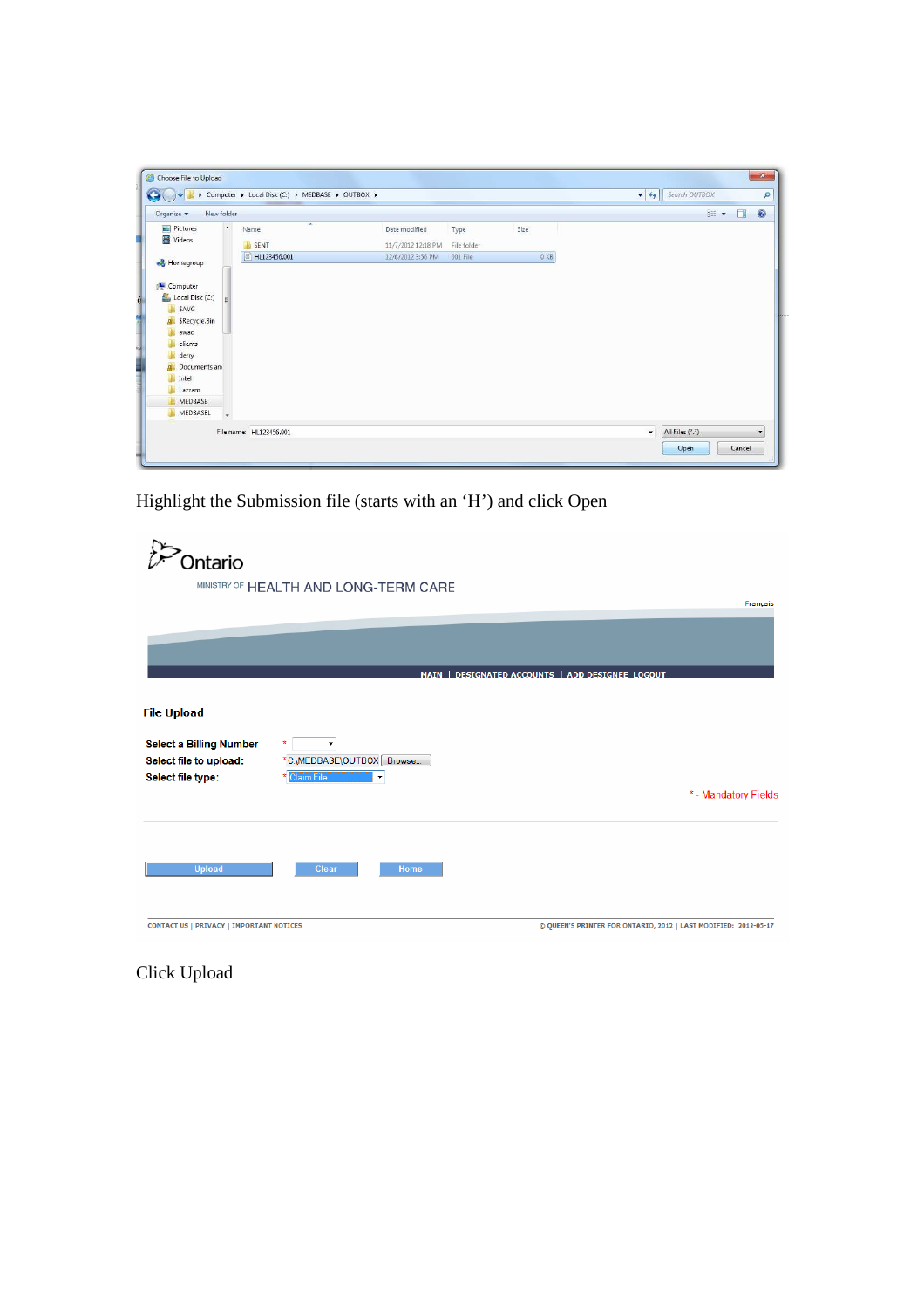Highlight the Submission file (starts with an 'H') and click Open

Click Upload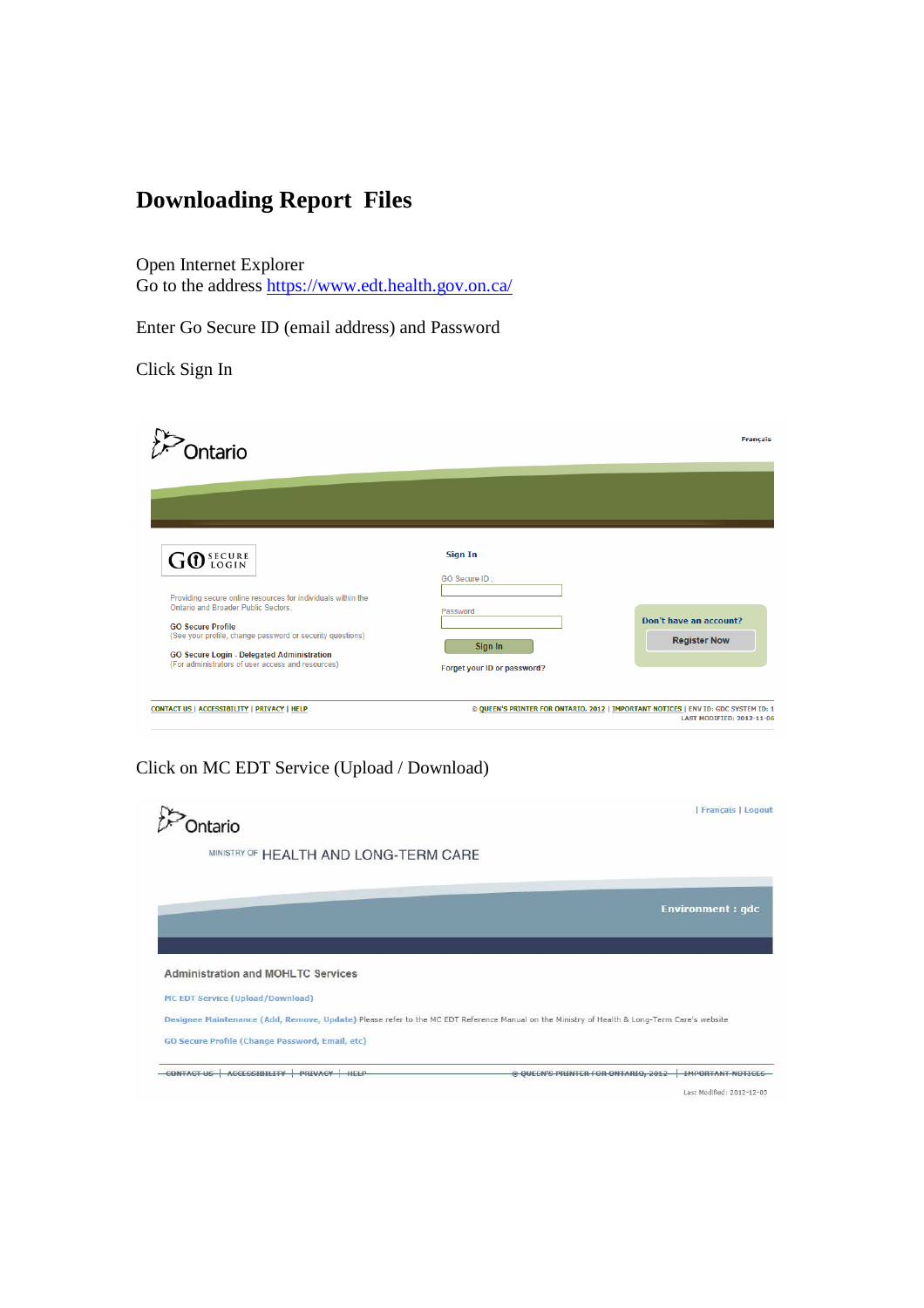# Downloading Report Files

Open Internet Explorer
Go to the address https://www.edt.health.gov.on.ca/

Enter Go Secure ID (email address) and Password

Click Sign In

Click on MC EDT Service (Upload / Download)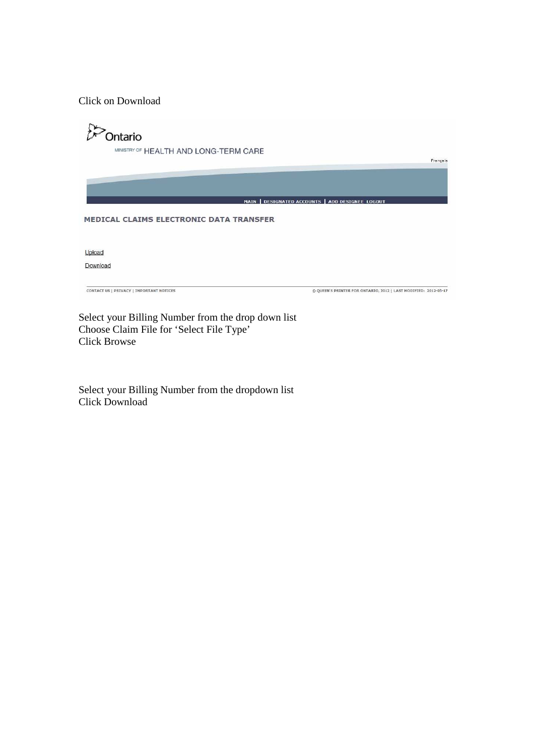Click on Download

Ontario

MINISTRY OF HEALTH AND LONG-TERM CARE

Français

MAIN | DESIGNATED ACCOUNTS | ADD DESIGNEE LOGOUT

MEDICAL CLAIMS ELECTRONIC DATA TRANSFER

Upload

Download

CONTACT US | PRIVACY | IMPORTANT NOTICES

© QUEEN'S PRINTER FOR ONTARIO, 2012 | LAST MODIFIED: 2012-05-17

Select your Billing Number from the drop down list
Choose Claim File for 'Select File Type'
Click Browse

Select your Billing Number from the dropdown list
Click Download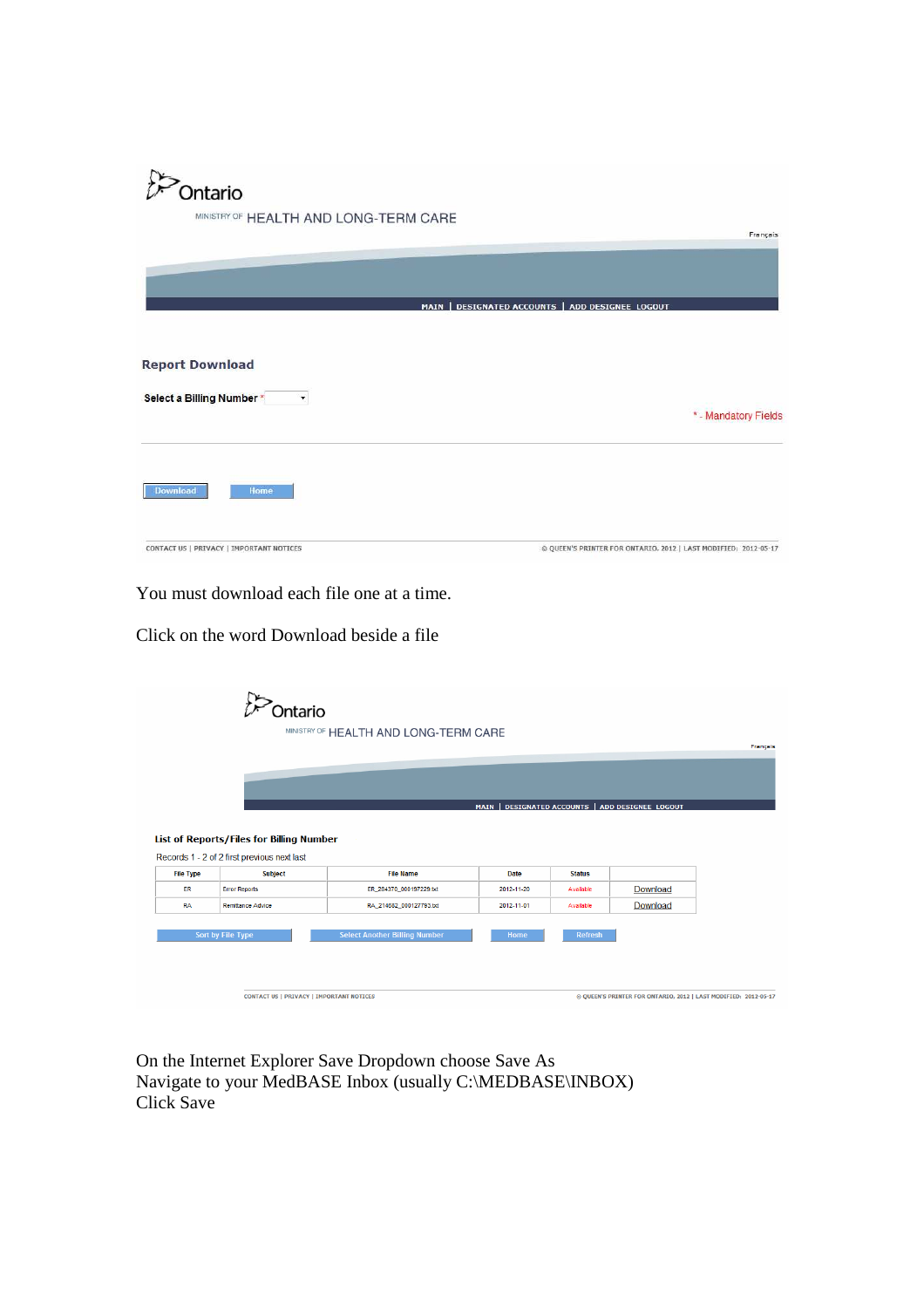Ontario

MINISTRY OF HEALTH AND LONG-TERM CARE

Français

MAIN | DESIGNATED ACCOUNTS | ADD DESIGNEE LOGOUT

**Report Download**

**Select a Billing Number** *

* - Mandatory Fields

Download Home

CONTACT US | PRIVACY | IMPORTANT NOTICES © QUEEN'S PRINTER FOR ONTARIO, 2012 | LAST MODIFIED: 2012-05-17

You must download each file one at a time.

Click on the word Download beside a file

Ontario

MINISTRY OF HEALTH AND LONG-TERM CARE

Français

MAIN | DESIGNATED ACCOUNTS | ADD DESIGNEE LOGOUT

**List of Reports/Files for Billing Number**

Records 1 - 2 of 2 first previous next last

| File Type | Subject | File Name | Date | Status | |
|---|---|---|---|---|---|
| ER | Error Reports | ER_284370_000197229.txt | 2012-11-20 | Available | Download |
| RA | Remittance Advice | RA_214682_000127793.txt | 2012-11-01 | Available | Download |

Sort by File Type Select Another Billing Number Home Refresh

CONTACT US | PRIVACY | IMPORTANT NOTICES © QUEEN'S PRINTER FOR ONTARIO, 2012 | LAST MODIFIED: 2012-05-17

On the Internet Explorer Save Dropdown choose Save As
Navigate to your MedBASE Inbox (usually C:\MEDBASE\INBOX)
Click Save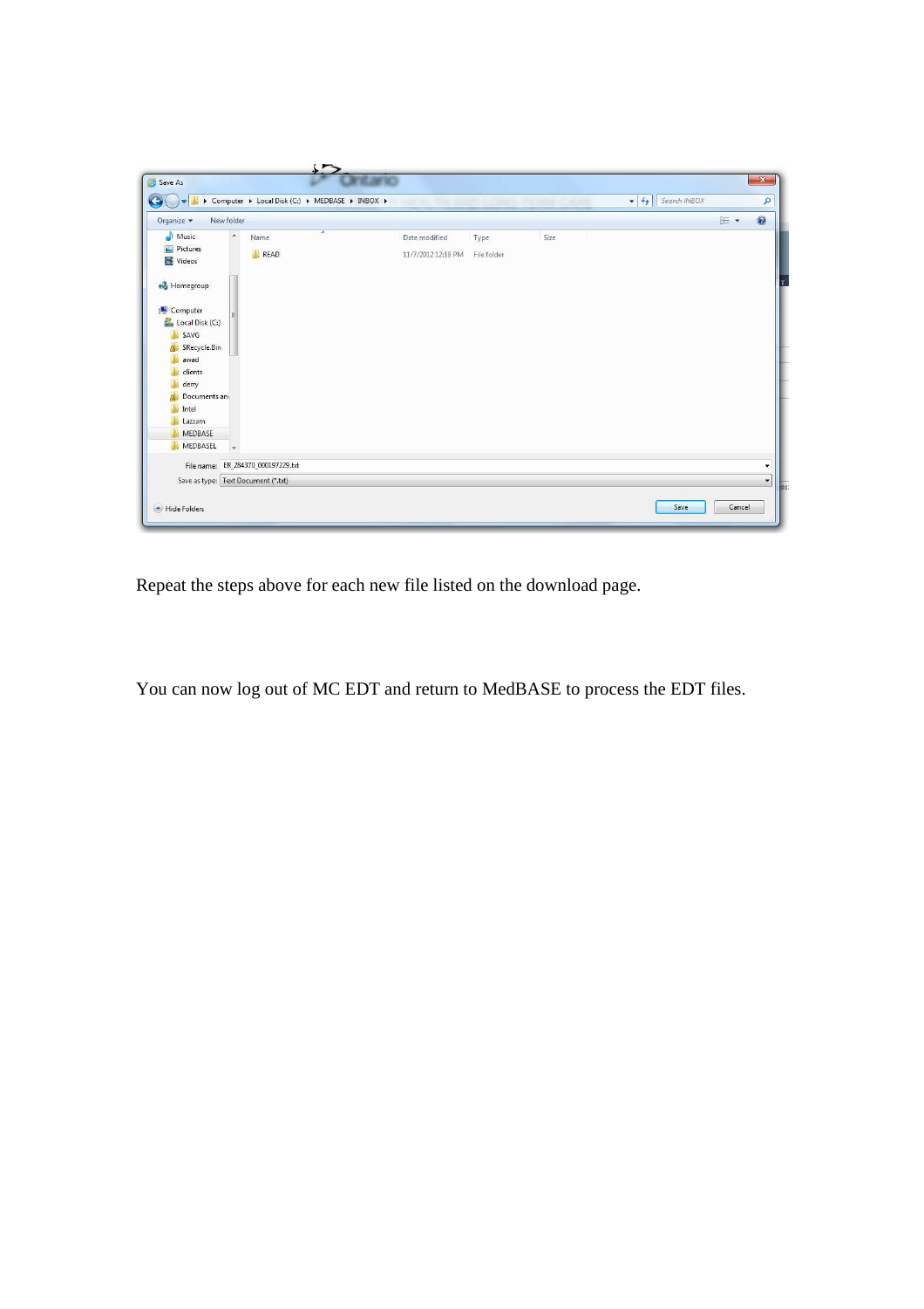Repeat the steps above for each new file listed on the download page.

You can now log out of MC EDT and return to MedBASE to process the EDT files.